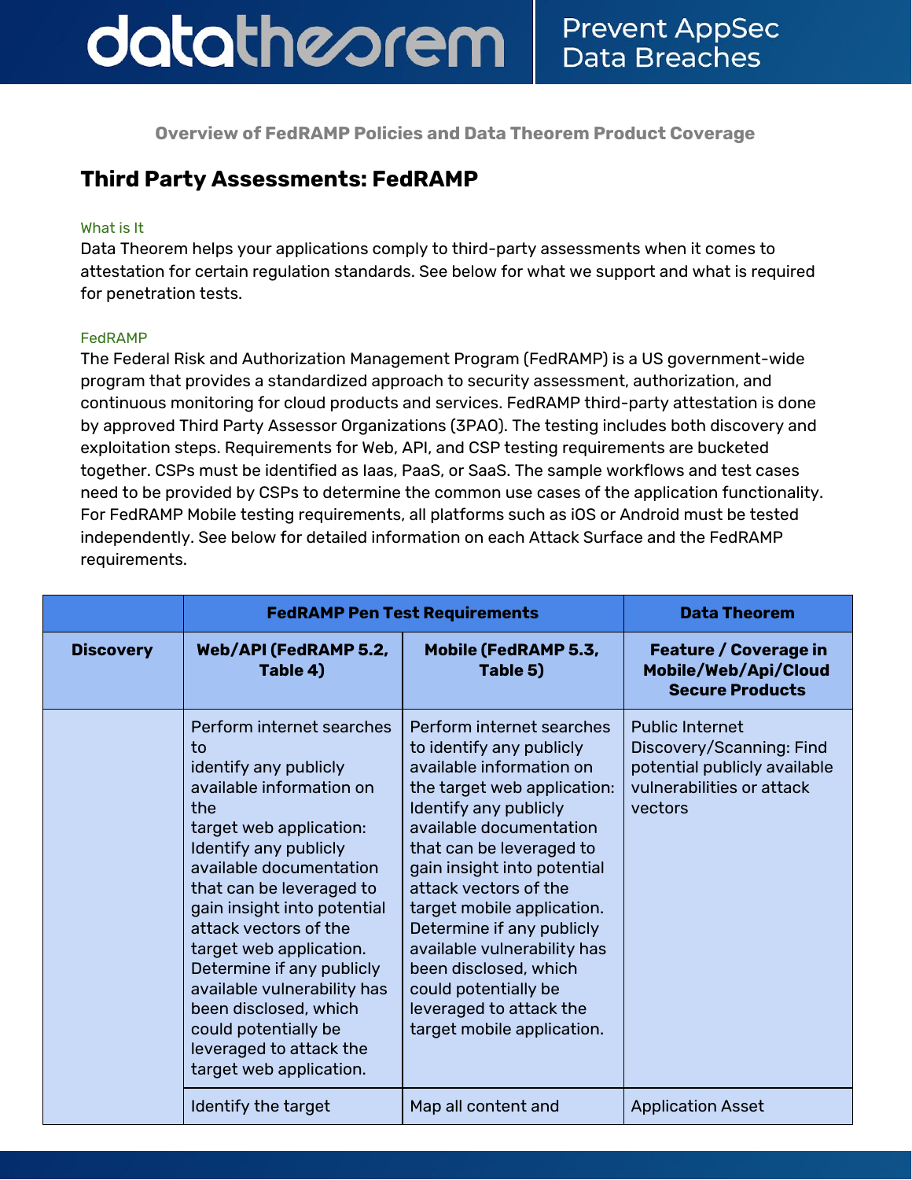Overview of FedRAMP Policies and Data Theorem Product Coverage

## Third Party Assessments: FedRAMP

### What is It

Data Theorem helps your applications comply to third-party assessments when it comes to attestation for certain regulation standards. See below for what we support and what is required for penetration tests.

### FedRAMP

The Federal Risk and Authorization Management Program (FedRAMP) is a US government-wide program that provides a standardized approach to security assessment, authorization, and continuous monitoring for cloud products and services. FedRAMP third-party attestation is done by approved Third Party Assessor Organizations (3PAO). The testing includes both discovery and exploitation steps. Requirements for Web, API, and CSP testing requirements are bucketed together. CSPs must be identified as Iaas, PaaS, or SaaS. The sample workflows and test cases need to be provided by CSPs to determine the common use cases of the application functionality. For FedRAMP Mobile testing requirements, all platforms such as iOS or Android must be tested independently. See below for detailed information on each Attack Surface and the FedRAMP requirements.

| | **FedRAMP Pen Test Requirements** | | **Data Theorem** |
|---|---|---|---|
| **Discovery** | **Web/API (FedRAMP 5.2, Table 4)** | **Mobile (FedRAMP 5.3, Table 5)** | **Feature / Coverage in Mobile/Web/Api/Cloud Secure Products** |
| | Perform internet searches to identify any publicly available information on the target web application: Identify any publicly available documentation that can be leveraged to gain insight into potential attack vectors of the target web application. Determine if any publicly available vulnerability has been disclosed, which could potentially be leveraged to attack the target web application. | Perform internet searches to identify any publicly available information on the target web application: Identify any publicly available documentation that can be leveraged to gain insight into potential attack vectors of the target mobile application. Determine if any publicly available vulnerability has been disclosed, which could potentially be leveraged to attack the target mobile application. | Public Internet Discovery/Scanning: Find potential publicly available vulnerabilities or attack vectors |
| | Identify the target | Map all content and | Application Asset |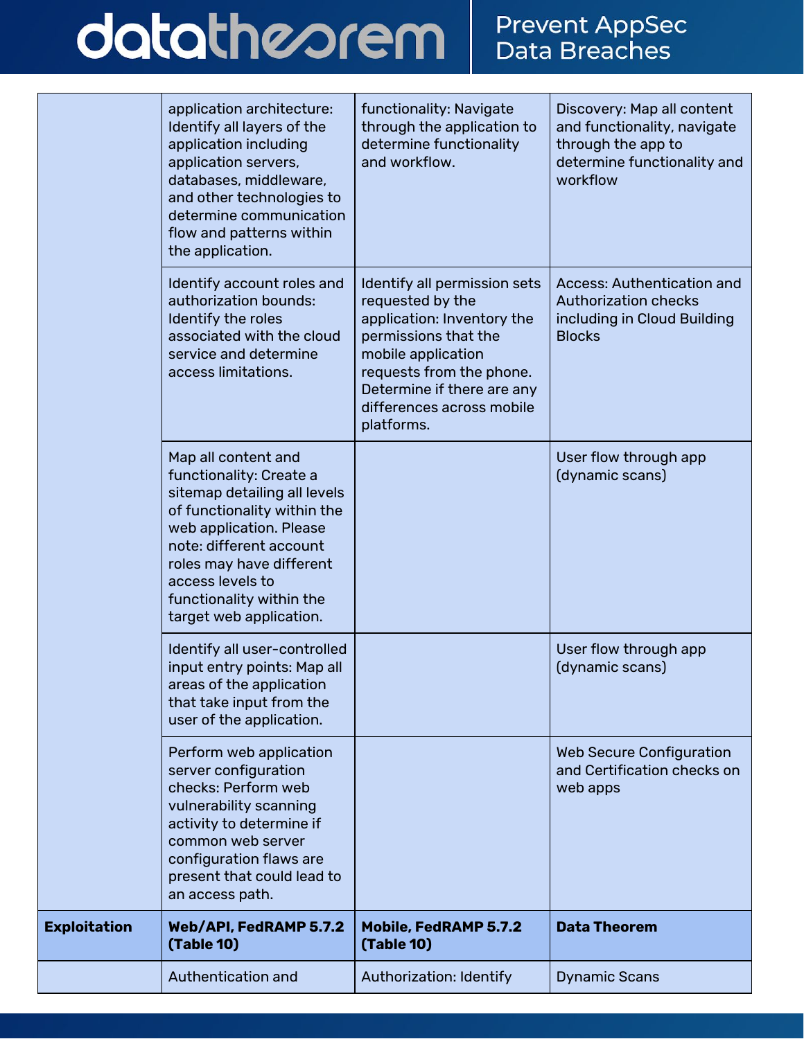| | | | |
|---|---|---|---|
| | application architecture: Identify all layers of the application including application servers, databases, middleware, and other technologies to determine communication flow and patterns within the application. | functionality: Navigate through the application to determine functionality and workflow. | Discovery: Map all content and functionality, navigate through the app to determine functionality and workflow |
| | Identify account roles and authorization bounds: Identify the roles associated with the cloud service and determine access limitations. | Identify all permission sets requested by the application: Inventory the permissions that the mobile application requests from the phone. Determine if there are any differences across mobile platforms. | Access: Authentication and Authorization checks including in Cloud Building Blocks |
| | Map all content and functionality: Create a sitemap detailing all levels of functionality within the web application. Please note: different account roles may have different access levels to functionality within the target web application. | | User flow through app (dynamic scans) |
| | Identify all user-controlled input entry points: Map all areas of the application that take input from the user of the application. | | User flow through app (dynamic scans) |
| | Perform web application server configuration checks: Perform web vulnerability scanning activity to determine if common web server configuration flaws are present that could lead to an access path. | | Web Secure Configuration and Certification checks on web apps |
| **Exploitation** | **Web/API, FedRAMP 5.7.2 (Table 10)** | **Mobile, FedRAMP 5.7.2 (Table 10)** | **Data Theorem** |
| | Authentication and | Authorization: Identify | Dynamic Scans |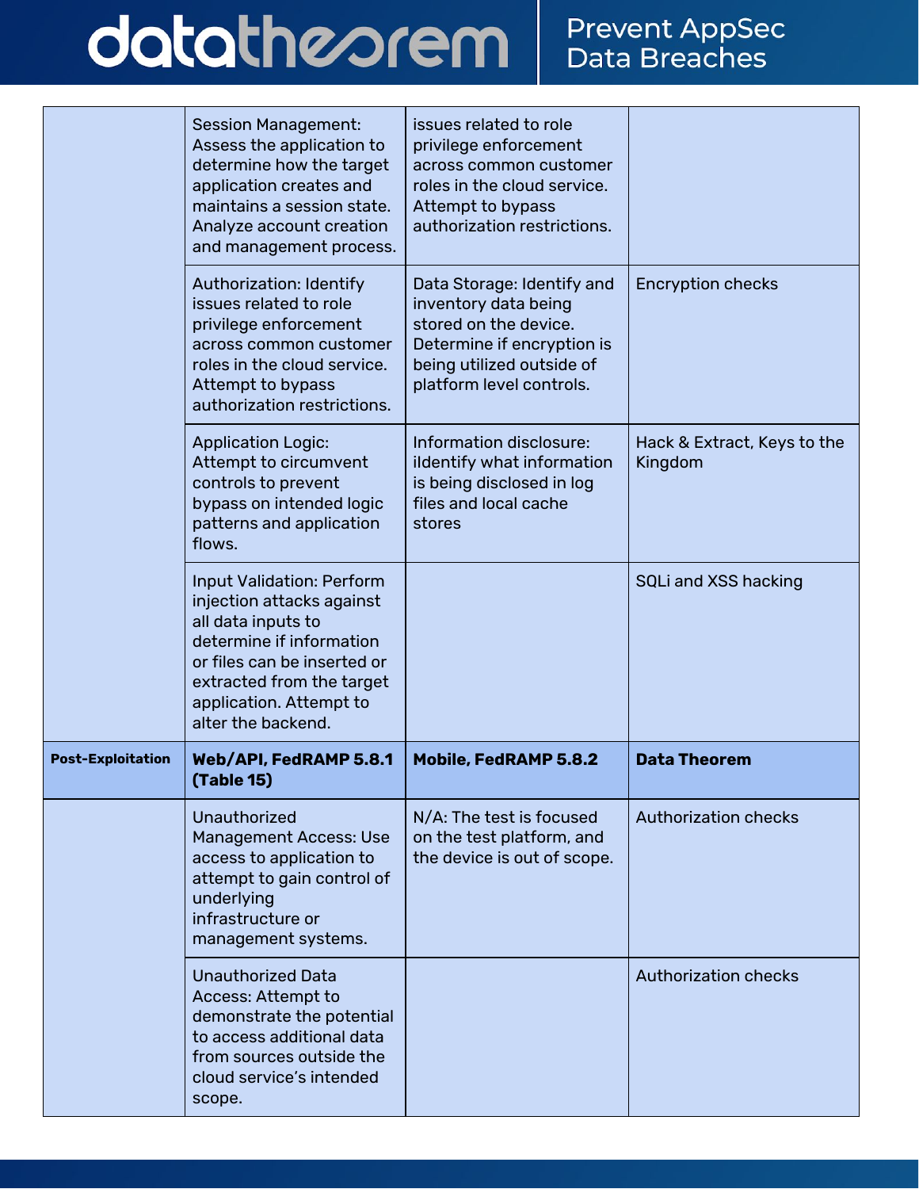| | | | |
|---|---|---|---|
| | Session Management: Assess the application to determine how the target application creates and maintains a session state. Analyze account creation and management process. | issues related to role privilege enforcement across common customer roles in the cloud service. Attempt to bypass authorization restrictions. | |
| | Authorization: Identify issues related to role privilege enforcement across common customer roles in the cloud service. Attempt to bypass authorization restrictions. | Data Storage: Identify and inventory data being stored on the device. Determine if encryption is being utilized outside of platform level controls. | Encryption checks |
| | Application Logic: Attempt to circumvent controls to prevent bypass on intended logic patterns and application flows. | Information disclosure: iIdentify what information is being disclosed in log files and local cache stores | Hack & Extract, Keys to the Kingdom |
| | Input Validation: Perform injection attacks against all data inputs to determine if information or files can be inserted or extracted from the target application. Attempt to alter the backend. | | SQLi and XSS hacking |
| **Post-Exploitation** | **Web/API, FedRAMP 5.8.1 (Table 15)** | **Mobile, FedRAMP 5.8.2** | **Data Theorem** |
| | Unauthorized Management Access: Use access to application to attempt to gain control of underlying infrastructure or management systems. | N/A: The test is focused on the test platform, and the device is out of scope. | Authorization checks |
| | Unauthorized Data Access: Attempt to demonstrate the potential to access additional data from sources outside the cloud service's intended scope. | | Authorization checks |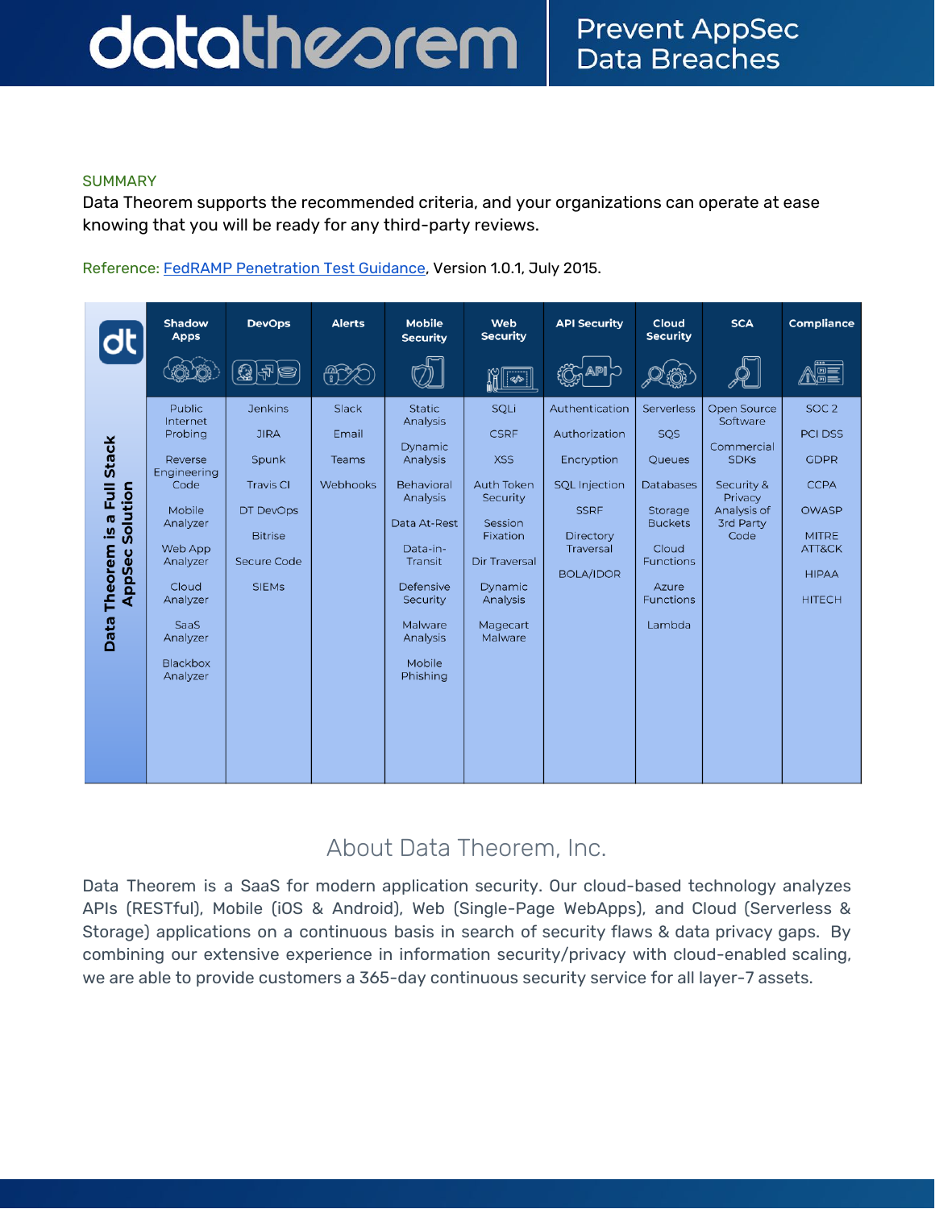SUMMARY

Data Theorem supports the recommended criteria, and your organizations can operate at ease knowing that you will be ready for any third-party reviews.

Reference: [FedRAMP Penetration Test Guidance](), Version 1.0.1, July 2015.

**Data Theorem is a Full Stack AppSec Solution**

| Shadow Apps | DevOps | Alerts | Mobile Security | Web Security | API Security | Cloud Security | SCA | Compliance |
|---|---|---|---|---|---|---|---|---|
| Public Internet Probing | Jenkins | Slack | Static Analysis | SQLi | Authentication | Serverless | Open Source Software | SOC 2 |
| Reverse Engineering Code | JIRA | Email | Dynamic Analysis | CSRF | Authorization | SQS | Commercial SDKs | PCI DSS |
| Mobile Analyzer | Spunk | Teams | Behavioral Analysis | XSS | Encryption | Queues | Security & Privacy Analysis of 3rd Party Code | GDPR |
| Web App Analyzer | Travis CI | Webhooks | Data At-Rest | Auth Token Security | SQL Injection | Databases | | CCPA |
| Cloud Analyzer | DT DevOps | | Data-in-Transit | Session Fixation | SSRF | Storage Buckets | | OWASP |
| SaaS Analyzer | Bitrise | | Defensive Security | Dir Traversal | Directory Traversal | Cloud Functions | | MITRE ATT&CK |
| Blackbox Analyzer | Secure Code | | Malware Analysis | Dynamic Analysis | BOLA/IDOR | Azure Functions | | HIPAA |
| | SIEMs | | Mobile Phishing | Magecart Malware | | Lambda | | HITECH |

## About Data Theorem, Inc.

Data Theorem is a SaaS for modern application security. Our cloud-based technology analyzes APIs (RESTful), Mobile (iOS & Android), Web (Single-Page WebApps), and Cloud (Serverless & Storage) applications on a continuous basis in search of security flaws & data privacy gaps. By combining our extensive experience in information security/privacy with cloud-enabled scaling, we are able to provide customers a 365-day continuous security service for all layer-7 assets.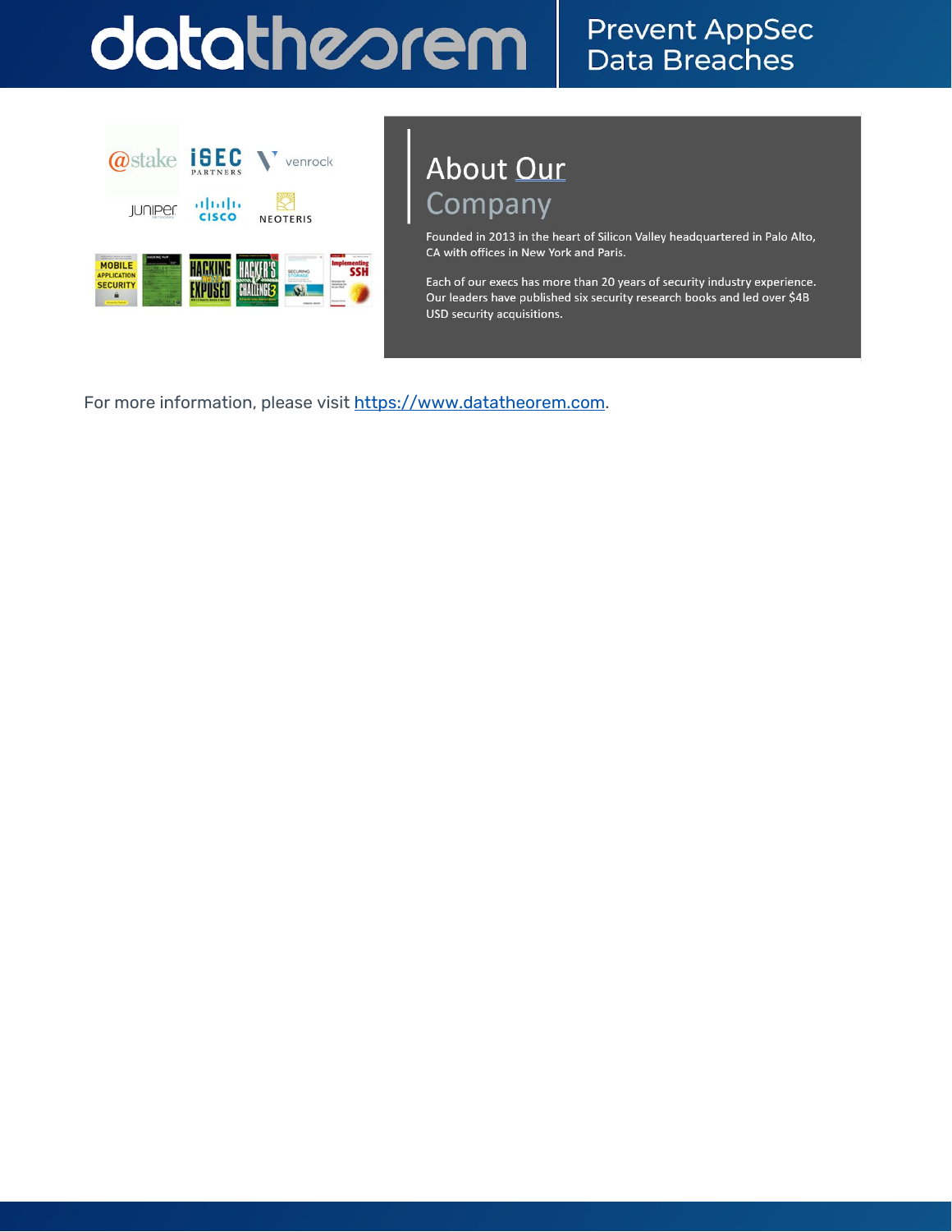## About Our Company

Founded in 2013 in the heart of Silicon Valley headquartered in Palo Alto, CA with offices in New York and Paris.

Each of our execs has more than 20 years of security industry experience. Our leaders have published six security research books and led over $4B USD security acquisitions.

For more information, please visit https://www.datatheorem.com.